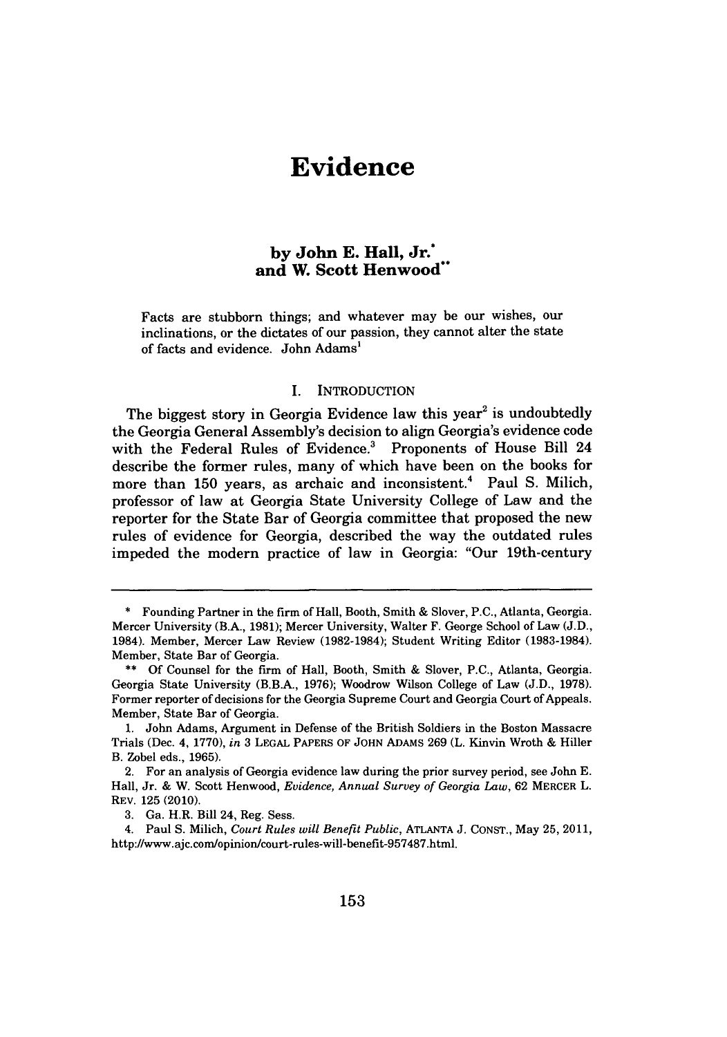# Evidence

### by John E. Hall, Jr.[*] and W. Scott Henwood[**]

Facts are stubborn things; and whatever may be our wishes, our inclinations, or the dictates of our passion, they cannot alter the state of facts and evidence. John Adams[1]

## I. INTRODUCTION

The biggest story in Georgia Evidence law this year[2] is undoubtedly the Georgia General Assembly's decision to align Georgia's evidence code with the Federal Rules of Evidence.[3] Proponents of House Bill 24 describe the former rules, many of which have been on the books for more than 150 years, as archaic and inconsistent.[4] Paul S. Milich, professor of law at Georgia State University College of Law and the reporter for the State Bar of Georgia committee that proposed the new rules of evidence for Georgia, described the way the outdated rules impeded the modern practice of law in Georgia: "Our 19th-century

---

\* Founding Partner in the firm of Hall, Booth, Smith & Slover, P.C., Atlanta, Georgia. Mercer University (B.A., 1981); Mercer University, Walter F. George School of Law (J.D., 1984). Member, Mercer Law Review (1982-1984); Student Writing Editor (1983-1984). Member, State Bar of Georgia.

\*\* Of Counsel for the firm of Hall, Booth, Smith & Slover, P.C., Atlanta, Georgia. Georgia State University (B.B.A., 1976); Woodrow Wilson College of Law (J.D., 1978). Former reporter of decisions for the Georgia Supreme Court and Georgia Court of Appeals. Member, State Bar of Georgia.

1. John Adams, Argument in Defense of the British Soldiers in the Boston Massacre Trials (Dec. 4, 1770), *in* 3 LEGAL PAPERS OF JOHN ADAMS 269 (L. Kinvin Wroth & Hiller B. Zobel eds., 1965).

2. For an analysis of Georgia evidence law during the prior survey period, see John E. Hall, Jr. & W. Scott Henwood, *Evidence, Annual Survey of Georgia Law*, 62 MERCER L. REV. 125 (2010).

3. Ga. H.R. Bill 24, Reg. Sess.

4. Paul S. Milich, *Court Rules will Benefit Public*, ATLANTA J. CONST., May 25, 2011, http://www.ajc.com/opinion/court-rules-will-benefit-957487.html.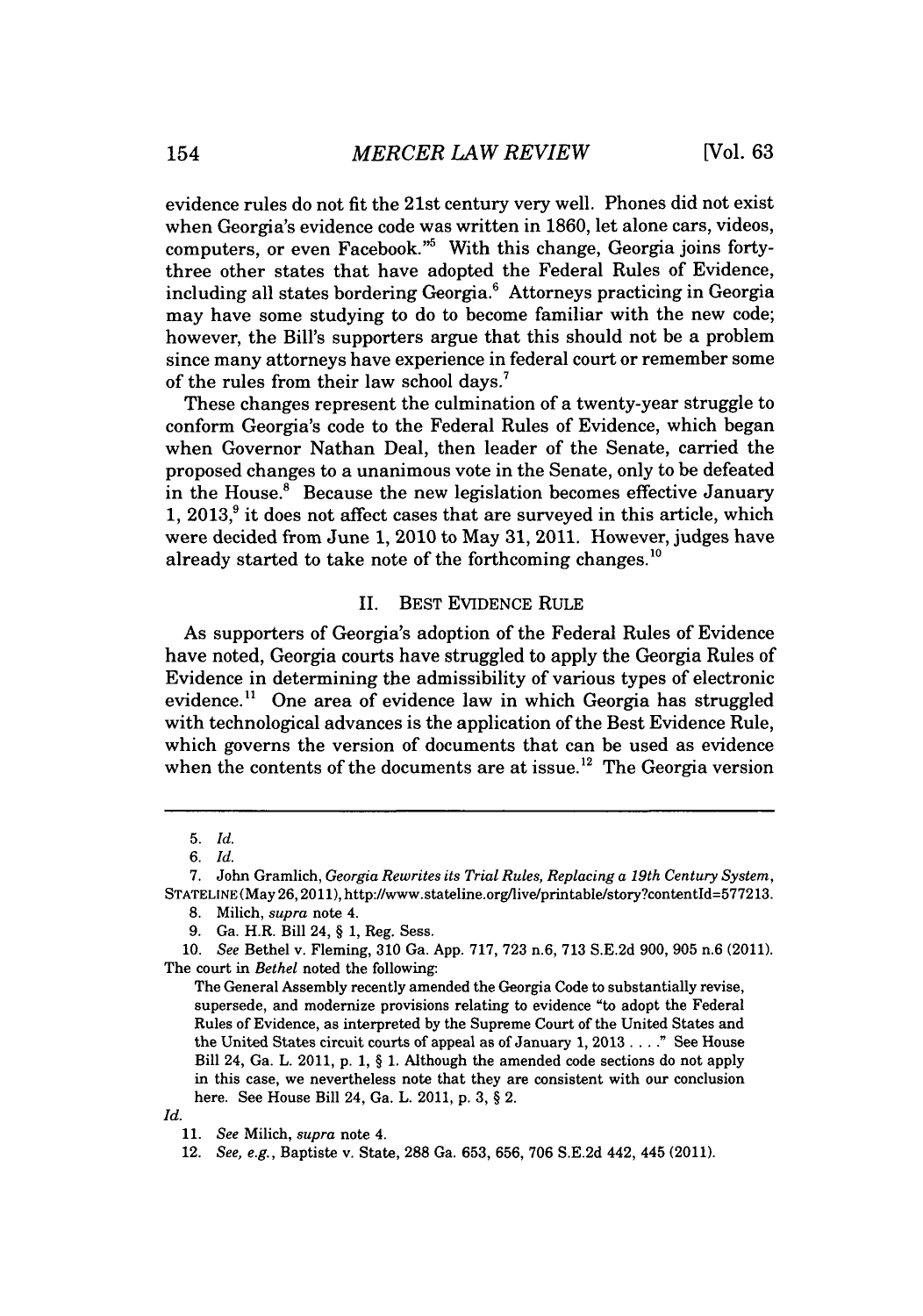evidence rules do not fit the 21st century very well. Phones did not exist when Georgia's evidence code was written in 1860, let alone cars, videos, computers, or even Facebook."[5] With this change, Georgia joins forty-three other states that have adopted the Federal Rules of Evidence, including all states bordering Georgia.[6] Attorneys practicing in Georgia may have some studying to do to become familiar with the new code; however, the Bill's supporters argue that this should not be a problem since many attorneys have experience in federal court or remember some of the rules from their law school days.[7]

These changes represent the culmination of a twenty-year struggle to conform Georgia's code to the Federal Rules of Evidence, which began when Governor Nathan Deal, then leader of the Senate, carried the proposed changes to a unanimous vote in the Senate, only to be defeated in the House.[8] Because the new legislation becomes effective January 1, 2013,[9] it does not affect cases that are surveyed in this article, which were decided from June 1, 2010 to May 31, 2011. However, judges have already started to take note of the forthcoming changes.[10]

## II. BEST EVIDENCE RULE

As supporters of Georgia's adoption of the Federal Rules of Evidence have noted, Georgia courts have struggled to apply the Georgia Rules of Evidence in determining the admissibility of various types of electronic evidence.[11] One area of evidence law in which Georgia has struggled with technological advances is the application of the Best Evidence Rule, which governs the version of documents that can be used as evidence when the contents of the documents are at issue.[12] The Georgia version

---

5. *Id.*

6. *Id.*

7. John Gramlich, *Georgia Rewrites its Trial Rules, Replacing a 19th Century System*, STATELINE (May 26, 2011), http://www.stateline.org/live/printable/story?contentId=577213.

8. Milich, *supra* note 4.

9. Ga. H.R. Bill 24, § 1, Reg. Sess.

10. *See* Bethel v. Fleming, 310 Ga. App. 717, 723 n.6, 713 S.E.2d 900, 905 n.6 (2011). The court in *Bethel* noted the following:

> The General Assembly recently amended the Georgia Code to substantially revise, supersede, and modernize provisions relating to evidence "to adopt the Federal Rules of Evidence, as interpreted by the Supreme Court of the United States and the United States circuit courts of appeal as of January 1, 2013 . . . ." See House Bill 24, Ga. L. 2011, p. 1, § 1. Although the amended code sections do not apply in this case, we nevertheless note that they are consistent with our conclusion here. See House Bill 24, Ga. L. 2011, p. 3, § 2.

*Id.*

11. *See* Milich, *supra* note 4.

12. *See, e.g.*, Baptiste v. State, 288 Ga. 653, 656, 706 S.E.2d 442, 445 (2011).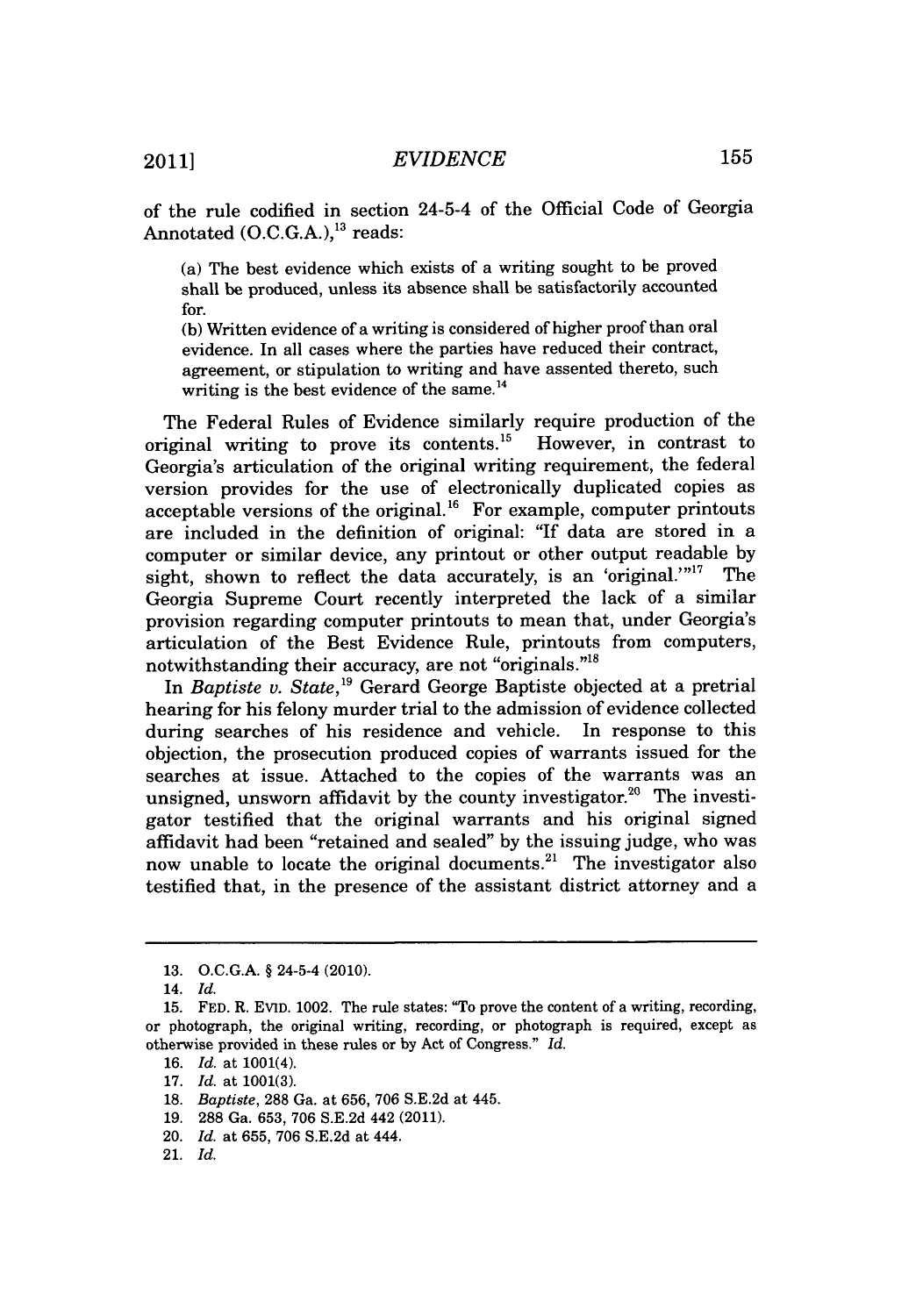of the rule codified in section 24-5-4 of the Official Code of Georgia Annotated (O.C.G.A.),[13] reads:

> (a) The best evidence which exists of a writing sought to be proved shall be produced, unless its absence shall be satisfactorily accounted for.
>
> (b) Written evidence of a writing is considered of higher proof than oral evidence. In all cases where the parties have reduced their contract, agreement, or stipulation to writing and have assented thereto, such writing is the best evidence of the same.[14]

The Federal Rules of Evidence similarly require production of the original writing to prove its contents.[15] However, in contrast to Georgia's articulation of the original writing requirement, the federal version provides for the use of electronically duplicated copies as acceptable versions of the original.[16] For example, computer printouts are included in the definition of original: "If data are stored in a computer or similar device, any printout or other output readable by sight, shown to reflect the data accurately, is an 'original.'"[17] The Georgia Supreme Court recently interpreted the lack of a similar provision regarding computer printouts to mean that, under Georgia's articulation of the Best Evidence Rule, printouts from computers, notwithstanding their accuracy, are not "originals."[18]

In *Baptiste v. State*,[19] Gerard George Baptiste objected at a pretrial hearing for his felony murder trial to the admission of evidence collected during searches of his residence and vehicle. In response to this objection, the prosecution produced copies of warrants issued for the searches at issue. Attached to the copies of the warrants was an unsigned, unsworn affidavit by the county investigator.[20] The investigator testified that the original warrants and his original signed affidavit had been "retained and sealed" by the issuing judge, who was now unable to locate the original documents.[21] The investigator also testified that, in the presence of the assistant district attorney and a

---

13. O.C.G.A. § 24-5-4 (2010).

14. *Id.*

15. FED. R. EVID. 1002. The rule states: "To prove the content of a writing, recording, or photograph, the original writing, recording, or photograph is required, except as otherwise provided in these rules or by Act of Congress." *Id.*

16. *Id.* at 1001(4).

17. *Id.* at 1001(3).

18. *Baptiste*, 288 Ga. at 656, 706 S.E.2d at 445.

19. 288 Ga. 653, 706 S.E.2d 442 (2011).

20. *Id.* at 655, 706 S.E.2d at 444.

21. *Id.*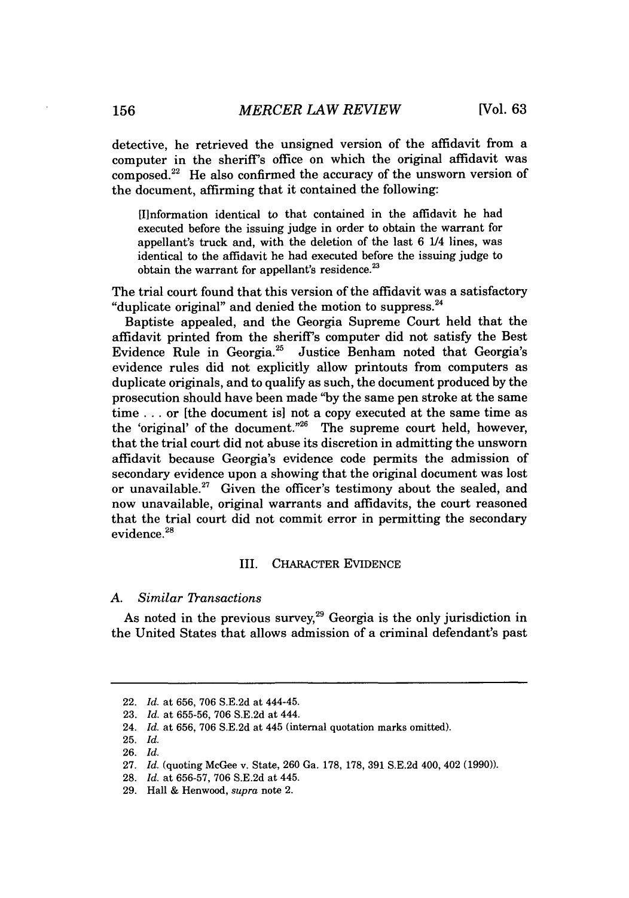detective, he retrieved the unsigned version of the affidavit from a computer in the sheriff's office on which the original affidavit was composed.[22] He also confirmed the accuracy of the unsworn version of the document, affirming that it contained the following:

> [I]nformation identical to that contained in the affidavit he had executed before the issuing judge in order to obtain the warrant for appellant's truck and, with the deletion of the last 6 1/4 lines, was identical to the affidavit he had executed before the issuing judge to obtain the warrant for appellant's residence.[23]

The trial court found that this version of the affidavit was a satisfactory "duplicate original" and denied the motion to suppress.[24]

Baptiste appealed, and the Georgia Supreme Court held that the affidavit printed from the sheriff's computer did not satisfy the Best Evidence Rule in Georgia.[25] Justice Benham noted that Georgia's evidence rules did not explicitly allow printouts from computers as duplicate originals, and to qualify as such, the document produced by the prosecution should have been made "by the same pen stroke at the same time . . . or [the document is] not a copy executed at the same time as the 'original' of the document."[26] The supreme court held, however, that the trial court did not abuse its discretion in admitting the unsworn affidavit because Georgia's evidence code permits the admission of secondary evidence upon a showing that the original document was lost or unavailable.[27] Given the officer's testimony about the sealed, and now unavailable, original warrants and affidavits, the court reasoned that the trial court did not commit error in permitting the secondary evidence.[28]

## III. CHARACTER EVIDENCE

### A. *Similar Transactions*

As noted in the previous survey,[29] Georgia is the only jurisdiction in the United States that allows admission of a criminal defendant's past

---

22. *Id.* at 656, 706 S.E.2d at 444-45.
23. *Id.* at 655-56, 706 S.E.2d at 444.
24. *Id.* at 656, 706 S.E.2d at 445 (internal quotation marks omitted).
25. *Id.*
26. *Id.*
27. *Id.* (quoting McGee v. State, 260 Ga. 178, 178, 391 S.E.2d 400, 402 (1990)).
28. *Id.* at 656-57, 706 S.E.2d at 445.
29. Hall & Henwood, *supra* note 2.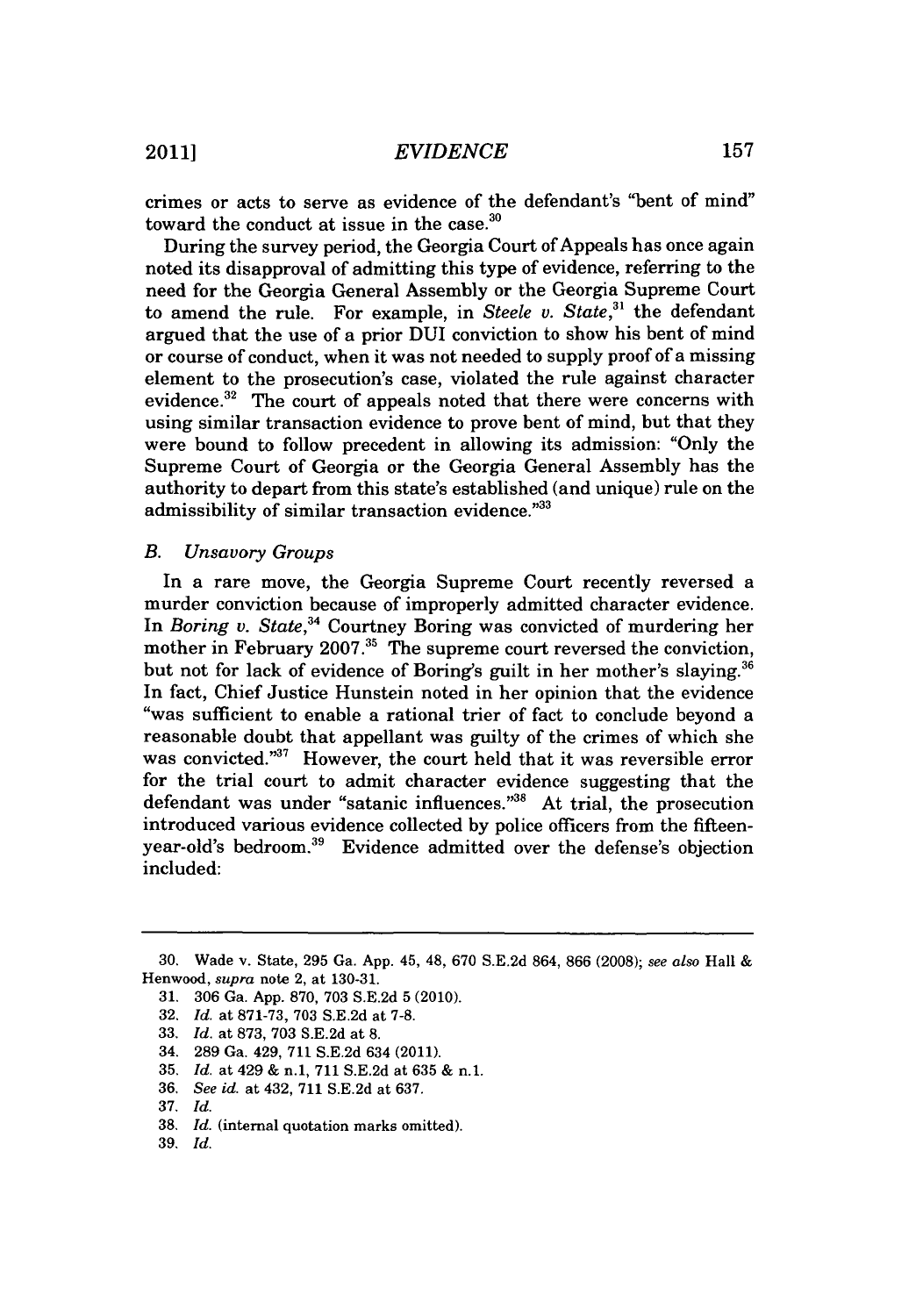crimes or acts to serve as evidence of the defendant's "bent of mind" toward the conduct at issue in the case.[30]

During the survey period, the Georgia Court of Appeals has once again noted its disapproval of admitting this type of evidence, referring to the need for the Georgia General Assembly or the Georgia Supreme Court to amend the rule. For example, in *Steele v. State*,[31] the defendant argued that the use of a prior DUI conviction to show his bent of mind or course of conduct, when it was not needed to supply proof of a missing element to the prosecution's case, violated the rule against character evidence.[32] The court of appeals noted that there were concerns with using similar transaction evidence to prove bent of mind, but that they were bound to follow precedent in allowing its admission: "Only the Supreme Court of Georgia or the Georgia General Assembly has the authority to depart from this state's established (and unique) rule on the admissibility of similar transaction evidence."[33]

### *B. Unsavory Groups*

In a rare move, the Georgia Supreme Court recently reversed a murder conviction because of improperly admitted character evidence. In *Boring v. State*,[34] Courtney Boring was convicted of murdering her mother in February 2007.[35] The supreme court reversed the conviction, but not for lack of evidence of Boring's guilt in her mother's slaying.[36] In fact, Chief Justice Hunstein noted in her opinion that the evidence "was sufficient to enable a rational trier of fact to conclude beyond a reasonable doubt that appellant was guilty of the crimes of which she was convicted."[37] However, the court held that it was reversible error for the trial court to admit character evidence suggesting that the defendant was under "satanic influences."[38] At trial, the prosecution introduced various evidence collected by police officers from the fifteen-year-old's bedroom.[39] Evidence admitted over the defense's objection included:

---

30. Wade v. State, 295 Ga. App. 45, 48, 670 S.E.2d 864, 866 (2008); *see also* Hall & Henwood, *supra* note 2, at 130-31.

31. 306 Ga. App. 870, 703 S.E.2d 5 (2010).

32. *Id.* at 871-73, 703 S.E.2d at 7-8.

33. *Id.* at 873, 703 S.E.2d at 8.

34. 289 Ga. 429, 711 S.E.2d 634 (2011).

35. *Id.* at 429 & n.1, 711 S.E.2d at 635 & n.1.

36. *See id.* at 432, 711 S.E.2d at 637.

37. *Id.*

38. *Id.* (internal quotation marks omitted).

39. *Id.*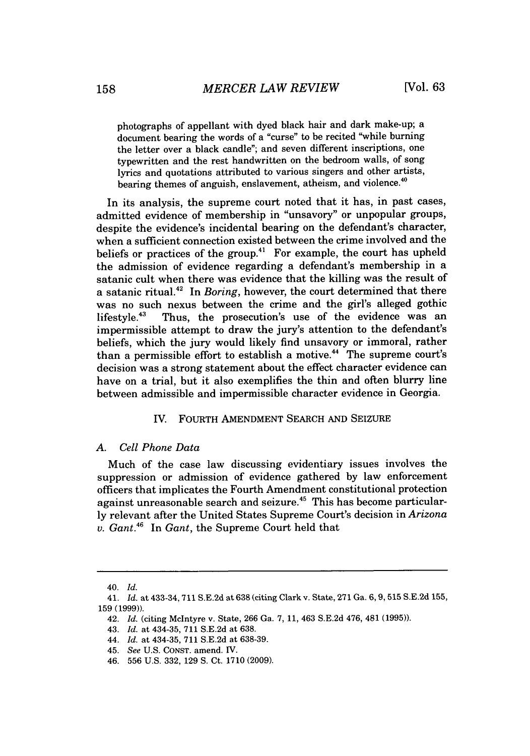photographs of appellant with dyed black hair and dark make-up; a document bearing the words of a "curse" to be recited "while burning the letter over a black candle"; and seven different inscriptions, one typewritten and the rest handwritten on the bedroom walls, of song lyrics and quotations attributed to various singers and other artists, bearing themes of anguish, enslavement, atheism, and violence.[40]

In its analysis, the supreme court noted that it has, in past cases, admitted evidence of membership in "unsavory" or unpopular groups, despite the evidence's incidental bearing on the defendant's character, when a sufficient connection existed between the crime involved and the beliefs or practices of the group.[41] For example, the court has upheld the admission of evidence regarding a defendant's membership in a satanic cult when there was evidence that the killing was the result of a satanic ritual.[42] In *Boring*, however, the court determined that there was no such nexus between the crime and the girl's alleged gothic lifestyle.[43] Thus, the prosecution's use of the evidence was an impermissible attempt to draw the jury's attention to the defendant's beliefs, which the jury would likely find unsavory or immoral, rather than a permissible effort to establish a motive.[44] The supreme court's decision was a strong statement about the effect character evidence can have on a trial, but it also exemplifies the thin and often blurry line between admissible and impermissible character evidence in Georgia.

## IV. FOURTH AMENDMENT SEARCH AND SEIZURE

### A. *Cell Phone Data*

Much of the case law discussing evidentiary issues involves the suppression or admission of evidence gathered by law enforcement officers that implicates the Fourth Amendment constitutional protection against unreasonable search and seizure.[45] This has become particularly relevant after the United States Supreme Court's decision in *Arizona v. Gant*.[46] In *Gant*, the Supreme Court held that

---

40. *Id.*

41. *Id.* at 433-34, 711 S.E.2d at 638 (citing Clark v. State, 271 Ga. 6, 9, 515 S.E.2d 155, 159 (1999)).

42. *Id.* (citing McIntyre v. State, 266 Ga. 7, 11, 463 S.E.2d 476, 481 (1995)).

43. *Id.* at 434-35, 711 S.E.2d at 638.

44. *Id.* at 434-35, 711 S.E.2d at 638-39.

45. *See* U.S. CONST. amend. IV.

46. 556 U.S. 332, 129 S. Ct. 1710 (2009).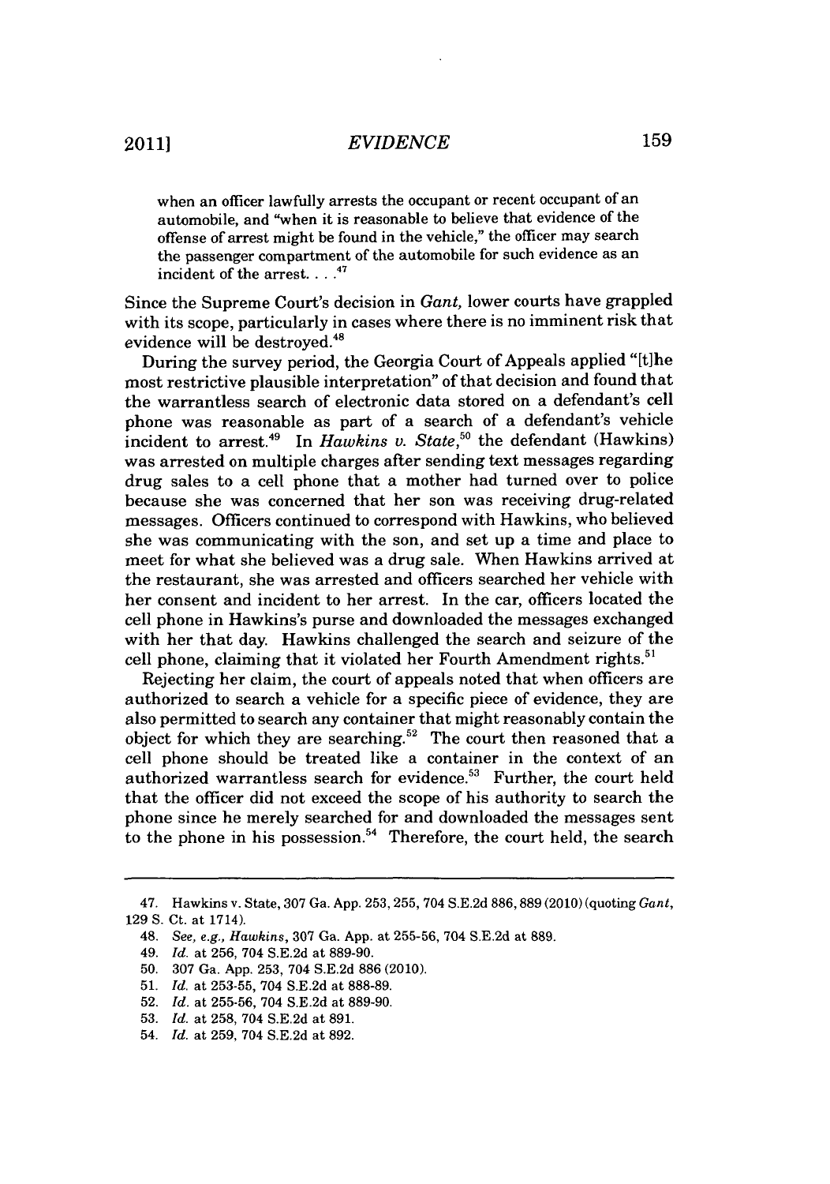> when an officer lawfully arrests the occupant or recent occupant of an automobile, and "when it is reasonable to believe that evidence of the offense of arrest might be found in the vehicle," the officer may search the passenger compartment of the automobile for such evidence as an incident of the arrest. . . .[47]

Since the Supreme Court's decision in *Gant,* lower courts have grappled with its scope, particularly in cases where there is no imminent risk that evidence will be destroyed.[48]

During the survey period, the Georgia Court of Appeals applied "[t]he most restrictive plausible interpretation" of that decision and found that the warrantless search of electronic data stored on a defendant's cell phone was reasonable as part of a search of a defendant's vehicle incident to arrest.[49] In *Hawkins v. State,*[50] the defendant (Hawkins) was arrested on multiple charges after sending text messages regarding drug sales to a cell phone that a mother had turned over to police because she was concerned that her son was receiving drug-related messages. Officers continued to correspond with Hawkins, who believed she was communicating with the son, and set up a time and place to meet for what she believed was a drug sale. When Hawkins arrived at the restaurant, she was arrested and officers searched her vehicle with her consent and incident to her arrest. In the car, officers located the cell phone in Hawkins's purse and downloaded the messages exchanged with her that day. Hawkins challenged the search and seizure of the cell phone, claiming that it violated her Fourth Amendment rights.[51]

Rejecting her claim, the court of appeals noted that when officers are authorized to search a vehicle for a specific piece of evidence, they are also permitted to search any container that might reasonably contain the object for which they are searching.[52] The court then reasoned that a cell phone should be treated like a container in the context of an authorized warrantless search for evidence.[53] Further, the court held that the officer did not exceed the scope of his authority to search the phone since he merely searched for and downloaded the messages sent to the phone in his possession.[54] Therefore, the court held, the search

---

47. Hawkins v. State, 307 Ga. App. 253, 255, 704 S.E.2d 886, 889 (2010) (quoting *Gant,* 129 S. Ct. at 1714).

48. *See, e.g., Hawkins,* 307 Ga. App. at 255-56, 704 S.E.2d at 889.

49. *Id.* at 256, 704 S.E.2d at 889-90.

50. 307 Ga. App. 253, 704 S.E.2d 886 (2010).

51. *Id.* at 253-55, 704 S.E.2d at 888-89.

52. *Id.* at 255-56, 704 S.E.2d at 889-90.

53. *Id.* at 258, 704 S.E.2d at 891.

54. *Id.* at 259, 704 S.E.2d at 892.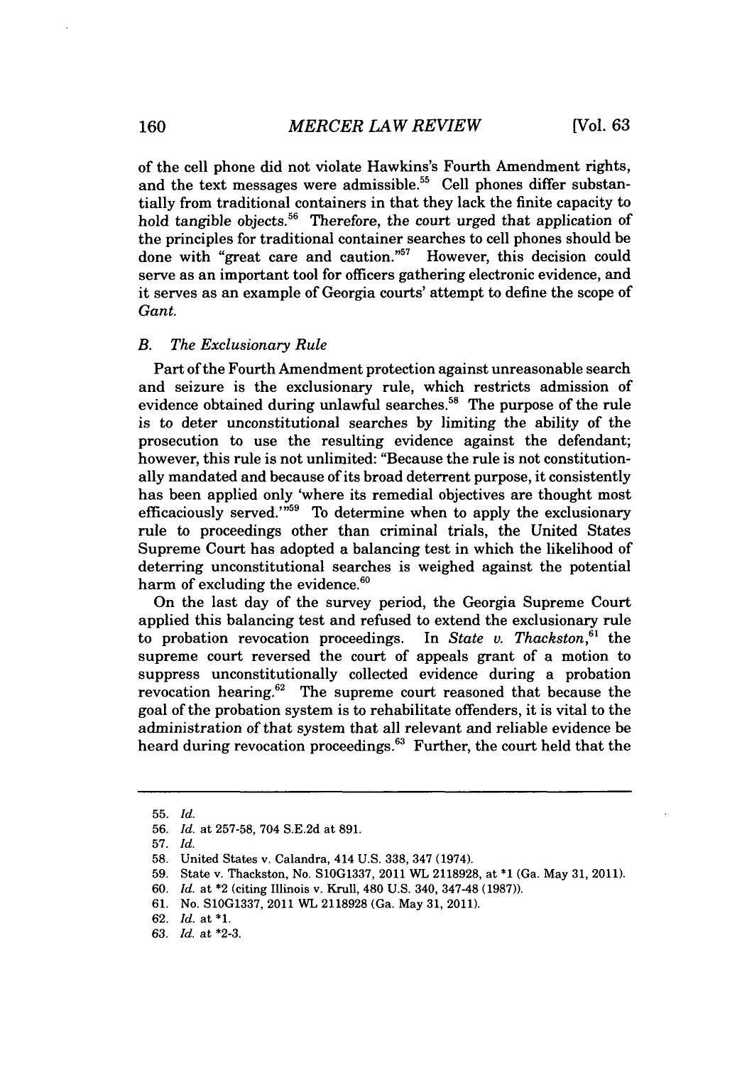of the cell phone did not violate Hawkins's Fourth Amendment rights, and the text messages were admissible.[55] Cell phones differ substantially from traditional containers in that they lack the finite capacity to hold tangible objects.[56] Therefore, the court urged that application of the principles for traditional container searches to cell phones should be done with "great care and caution."[57] However, this decision could serve as an important tool for officers gathering electronic evidence, and it serves as an example of Georgia courts' attempt to define the scope of *Gant*.

### *B. The Exclusionary Rule*

Part of the Fourth Amendment protection against unreasonable search and seizure is the exclusionary rule, which restricts admission of evidence obtained during unlawful searches.[58] The purpose of the rule is to deter unconstitutional searches by limiting the ability of the prosecution to use the resulting evidence against the defendant; however, this rule is not unlimited: "Because the rule is not constitutionally mandated and because of its broad deterrent purpose, it consistently has been applied only 'where its remedial objectives are thought most efficaciously served.'"[59] To determine when to apply the exclusionary rule to proceedings other than criminal trials, the United States Supreme Court has adopted a balancing test in which the likelihood of deterring unconstitutional searches is weighed against the potential harm of excluding the evidence.[60]

On the last day of the survey period, the Georgia Supreme Court applied this balancing test and refused to extend the exclusionary rule to probation revocation proceedings. In *State v. Thackston*,[61] the supreme court reversed the court of appeals grant of a motion to suppress unconstitutionally collected evidence during a probation revocation hearing.[62] The supreme court reasoned that because the goal of the probation system is to rehabilitate offenders, it is vital to the administration of that system that all relevant and reliable evidence be heard during revocation proceedings.[63] Further, the court held that the

---

55. *Id.*
56. *Id.* at 257-58, 704 S.E.2d at 891.
57. *Id.*
58. United States v. Calandra, 414 U.S. 338, 347 (1974).
59. State v. Thackston, No. S10G1337, 2011 WL 2118928, at *1 (Ga. May 31, 2011).
60. *Id.* at *2 (citing Illinois v. Krull, 480 U.S. 340, 347-48 (1987)).
61. No. S10G1337, 2011 WL 2118928 (Ga. May 31, 2011).
62. *Id.* at *1.
63. *Id.* at *2-3.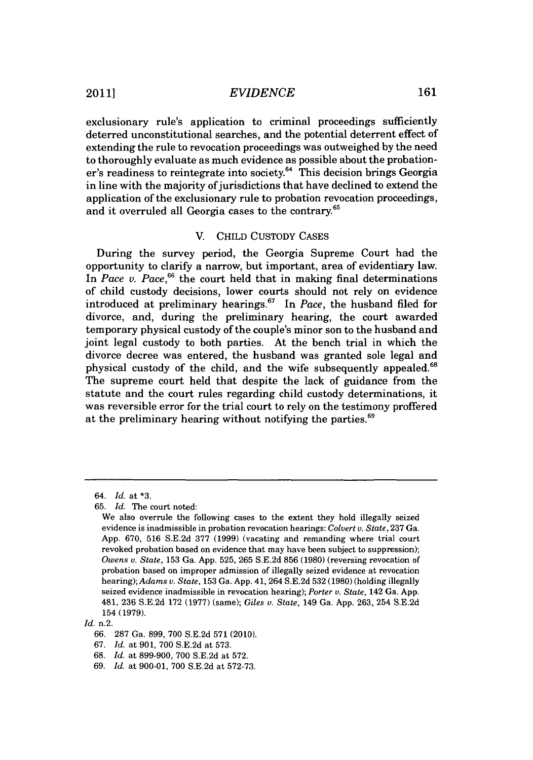exclusionary rule's application to criminal proceedings sufficiently deterred unconstitutional searches, and the potential deterrent effect of extending the rule to revocation proceedings was outweighed by the need to thoroughly evaluate as much evidence as possible about the probationer's readiness to reintegrate into society.[64] This decision brings Georgia in line with the majority of jurisdictions that have declined to extend the application of the exclusionary rule to probation revocation proceedings, and it overruled all Georgia cases to the contrary.[65]

## V. CHILD CUSTODY CASES

During the survey period, the Georgia Supreme Court had the opportunity to clarify a narrow, but important, area of evidentiary law. In *Pace v. Pace*,[66] the court held that in making final determinations of child custody decisions, lower courts should not rely on evidence introduced at preliminary hearings.[67] In *Pace*, the husband filed for divorce, and, during the preliminary hearing, the court awarded temporary physical custody of the couple's minor son to the husband and joint legal custody to both parties. At the bench trial in which the divorce decree was entered, the husband was granted sole legal and physical custody of the child, and the wife subsequently appealed.[68] The supreme court held that despite the lack of guidance from the statute and the court rules regarding child custody determinations, it was reversible error for the trial court to rely on the testimony proffered at the preliminary hearing without notifying the parties.[69]

---

64. *Id.* at *3.

65. *Id.* The court noted:

> We also overrule the following cases to the extent they hold illegally seized evidence is inadmissible in probation revocation hearings: *Colvert v. State*, 237 Ga. App. 670, 516 S.E.2d 377 (1999) (vacating and remanding where trial court revoked probation based on evidence that may have been subject to suppression); *Owens v. State*, 153 Ga. App. 525, 265 S.E.2d 856 (1980) (reversing revocation of probation based on improper admission of illegally seized evidence at revocation hearing); *Adams v. State*, 153 Ga. App. 41, 264 S.E.2d 532 (1980) (holding illegally seized evidence inadmissible in revocation hearing); *Porter v. State*, 142 Ga. App. 481, 236 S.E.2d 172 (1977) (same); *Giles v. State*, 149 Ga. App. 263, 254 S.E.2d 154 (1979).

*Id.* n.2.

66. 287 Ga. 899, 700 S.E.2d 571 (2010).

67. *Id.* at 901, 700 S.E.2d at 573.

68. *Id.* at 899-900, 700 S.E.2d at 572.

69. *Id.* at 900-01, 700 S.E.2d at 572-73.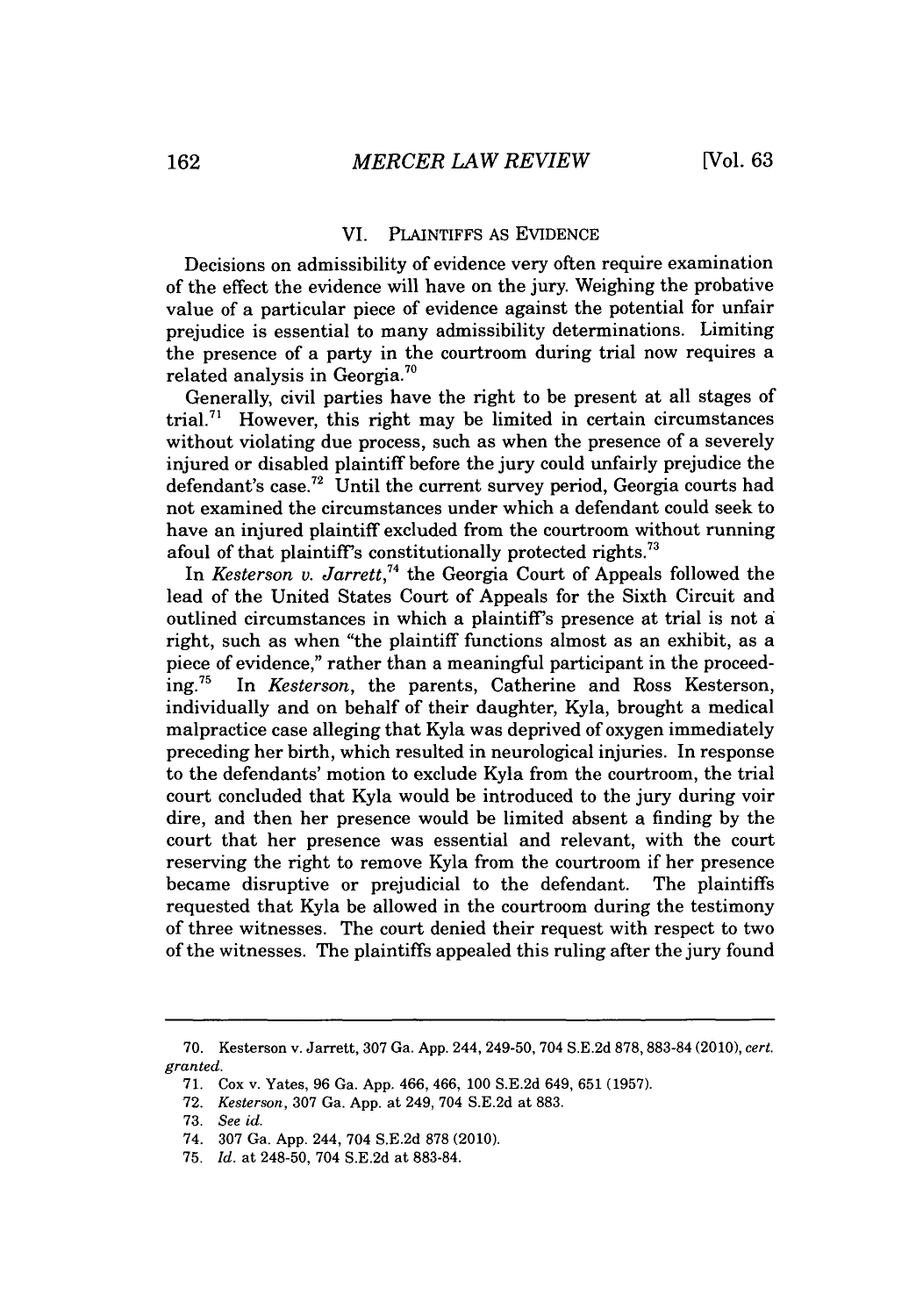## VI. PLAINTIFFS AS EVIDENCE

Decisions on admissibility of evidence very often require examination of the effect the evidence will have on the jury. Weighing the probative value of a particular piece of evidence against the potential for unfair prejudice is essential to many admissibility determinations. Limiting the presence of a party in the courtroom during trial now requires a related analysis in Georgia.[70]

Generally, civil parties have the right to be present at all stages of trial.[71] However, this right may be limited in certain circumstances without violating due process, such as when the presence of a severely injured or disabled plaintiff before the jury could unfairly prejudice the defendant's case.[72] Until the current survey period, Georgia courts had not examined the circumstances under which a defendant could seek to have an injured plaintiff excluded from the courtroom without running afoul of that plaintiff's constitutionally protected rights.[73]

In *Kesterson v. Jarrett*,[74] the Georgia Court of Appeals followed the lead of the United States Court of Appeals for the Sixth Circuit and outlined circumstances in which a plaintiff's presence at trial is not a right, such as when "the plaintiff functions almost as an exhibit, as a piece of evidence," rather than a meaningful participant in the proceeding.[75] In *Kesterson*, the parents, Catherine and Ross Kesterson, individually and on behalf of their daughter, Kyla, brought a medical malpractice case alleging that Kyla was deprived of oxygen immediately preceding her birth, which resulted in neurological injuries. In response to the defendants' motion to exclude Kyla from the courtroom, the trial court concluded that Kyla would be introduced to the jury during voir dire, and then her presence would be limited absent a finding by the court that her presence was essential and relevant, with the court reserving the right to remove Kyla from the courtroom if her presence became disruptive or prejudicial to the defendant. The plaintiffs requested that Kyla be allowed in the courtroom during the testimony of three witnesses. The court denied their request with respect to two of the witnesses. The plaintiffs appealed this ruling after the jury found

---

70. Kesterson v. Jarrett, 307 Ga. App. 244, 249-50, 704 S.E.2d 878, 883-84 (2010), *cert. granted*.

71. Cox v. Yates, 96 Ga. App. 466, 466, 100 S.E.2d 649, 651 (1957).

72. *Kesterson*, 307 Ga. App. at 249, 704 S.E.2d at 883.

73. *See id.*

74. 307 Ga. App. 244, 704 S.E.2d 878 (2010).

75. *Id.* at 248-50, 704 S.E.2d at 883-84.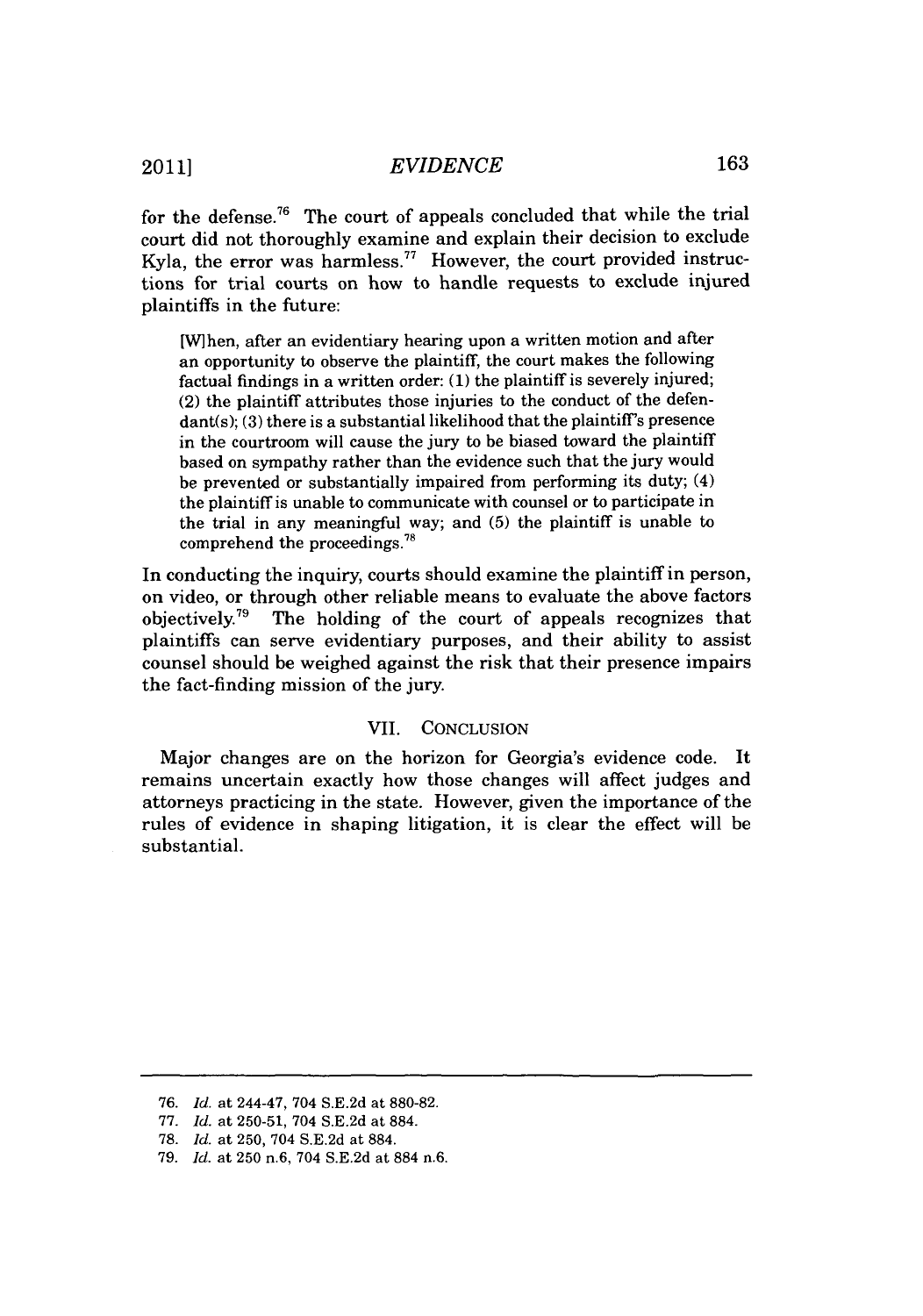for the defense.[76] The court of appeals concluded that while the trial court did not thoroughly examine and explain their decision to exclude Kyla, the error was harmless.[77] However, the court provided instructions for trial courts on how to handle requests to exclude injured plaintiffs in the future:

> [W]hen, after an evidentiary hearing upon a written motion and after an opportunity to observe the plaintiff, the court makes the following factual findings in a written order: (1) the plaintiff is severely injured; (2) the plaintiff attributes those injuries to the conduct of the defendant(s); (3) there is a substantial likelihood that the plaintiff's presence in the courtroom will cause the jury to be biased toward the plaintiff based on sympathy rather than the evidence such that the jury would be prevented or substantially impaired from performing its duty; (4) the plaintiff is unable to communicate with counsel or to participate in the trial in any meaningful way; and (5) the plaintiff is unable to comprehend the proceedings.[78]

In conducting the inquiry, courts should examine the plaintiff in person, on video, or through other reliable means to evaluate the above factors objectively.[79] The holding of the court of appeals recognizes that plaintiffs can serve evidentiary purposes, and their ability to assist counsel should be weighed against the risk that their presence impairs the fact-finding mission of the jury.

## VII. CONCLUSION

Major changes are on the horizon for Georgia's evidence code. It remains uncertain exactly how those changes will affect judges and attorneys practicing in the state. However, given the importance of the rules of evidence in shaping litigation, it is clear the effect will be substantial.

---

76. *Id.* at 244-47, 704 S.E.2d at 880-82.
77. *Id.* at 250-51, 704 S.E.2d at 884.
78. *Id.* at 250, 704 S.E.2d at 884.
79. *Id.* at 250 n.6, 704 S.E.2d at 884 n.6.